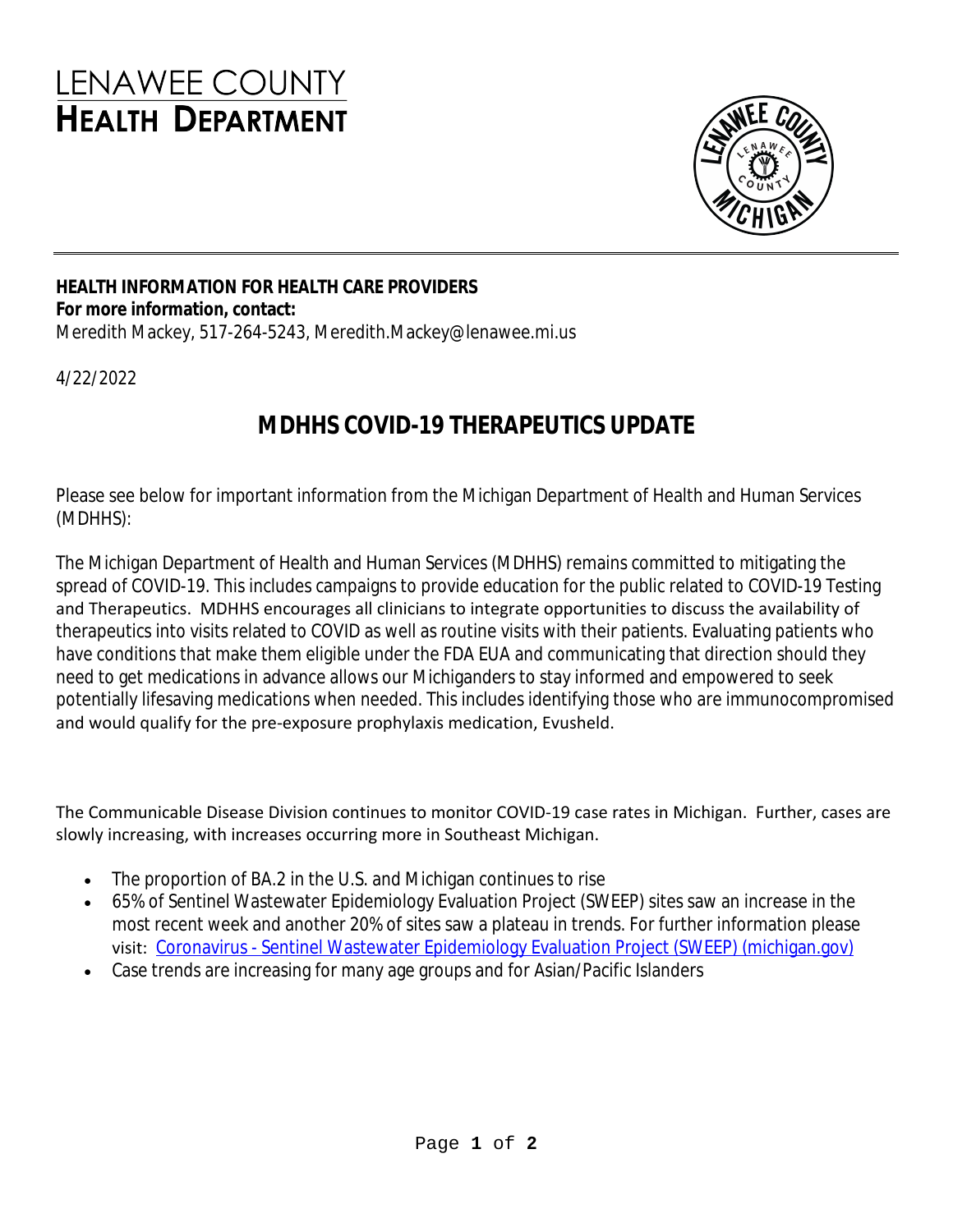# LENAWEE COUNTY
# HEALTH DEPARTMENT

**HEALTH INFORMATION FOR HEALTH CARE PROVIDERS**
**For more information, contact:**
Meredith Mackey, 517-264-5243, Meredith.Mackey@lenawee.mi.us

4/22/2022

## MDHHS COVID-19 THERAPEUTICS UPDATE

Please see below for important information from the Michigan Department of Health and Human Services (MDHHS):

The Michigan Department of Health and Human Services (MDHHS) remains committed to mitigating the spread of COVID-19. This includes campaigns to provide education for the public related to COVID-19 Testing and Therapeutics. MDHHS encourages all clinicians to integrate opportunities to discuss the availability of therapeutics into visits related to COVID as well as routine visits with their patients. Evaluating patients who have conditions that make them eligible under the FDA EUA and communicating that direction should they need to get medications in advance allows our Michiganders to stay informed and empowered to seek potentially lifesaving medications when needed. This includes identifying those who are immunocompromised and would qualify for the pre-exposure prophylaxis medication, Evusheld.

The Communicable Disease Division continues to monitor COVID-19 case rates in Michigan. Further, cases are slowly increasing, with increases occurring more in Southeast Michigan.

- The proportion of BA.2 in the U.S. and Michigan continues to rise
- 65% of Sentinel Wastewater Epidemiology Evaluation Project (SWEEP) sites saw an increase in the most recent week and another 20% of sites saw a plateau in trends. For further information please visit: [Coronavirus - Sentinel Wastewater Epidemiology Evaluation Project (SWEEP) (michigan.gov)]
- Case trends are increasing for many age groups and for Asian/Pacific Islanders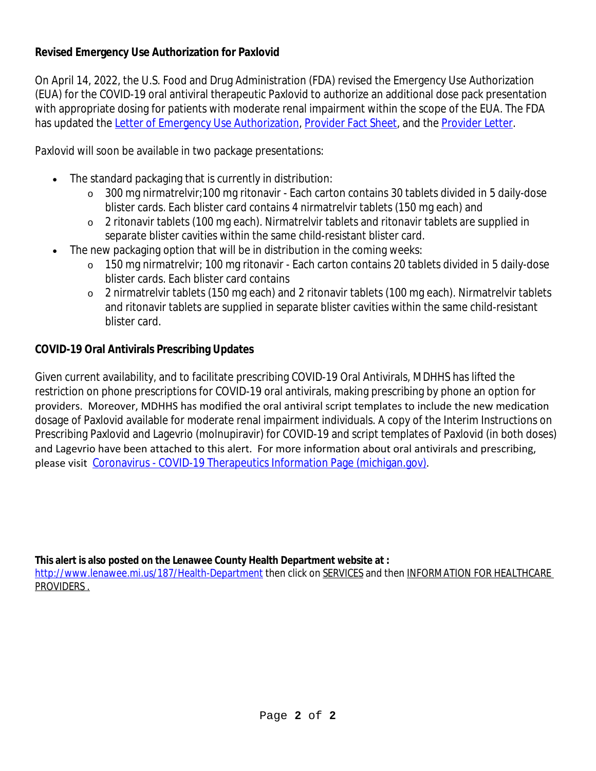**Revised Emergency Use Authorization for Paxlovid**

On April 14, 2022, the U.S. Food and Drug Administration (FDA) revised the Emergency Use Authorization (EUA) for the COVID-19 oral antiviral therapeutic Paxlovid to authorize an additional dose pack presentation with appropriate dosing for patients with moderate renal impairment within the scope of the EUA. The FDA has updated the [Letter of Emergency Use Authorization](), [Provider Fact Sheet](), and the [Provider Letter]().

Paxlovid will soon be available in two package presentations:

- The standard packaging that is currently in distribution:
  - 300 mg nirmatrelvir;100 mg ritonavir - Each carton contains 30 tablets divided in 5 daily-dose blister cards. Each blister card contains 4 nirmatrelvir tablets (150 mg each) and
  - 2 ritonavir tablets (100 mg each). Nirmatrelvir tablets and ritonavir tablets are supplied in separate blister cavities within the same child-resistant blister card.
- The new packaging option that will be in distribution in the coming weeks:
  - 150 mg nirmatrelvir; 100 mg ritonavir - Each carton contains 20 tablets divided in 5 daily-dose blister cards. Each blister card contains
  - 2 nirmatrelvir tablets (150 mg each) and 2 ritonavir tablets (100 mg each). Nirmatrelvir tablets and ritonavir tablets are supplied in separate blister cavities within the same child-resistant blister card.

**COVID-19 Oral Antivirals Prescribing Updates**

Given current availability, and to facilitate prescribing COVID-19 Oral Antivirals, MDHHS has lifted the restriction on phone prescriptions for COVID-19 oral antivirals, making prescribing by phone an option for providers. Moreover, MDHHS has modified the oral antiviral script templates to include the new medication dosage of Paxlovid available for moderate renal impairment individuals. A copy of the Interim Instructions on Prescribing Paxlovid and Lagevrio (molnupiravir) for COVID-19 and script templates of Paxlovid (in both doses) and Lagevrio have been attached to this alert. For more information about oral antivirals and prescribing, please visit [Coronavirus - COVID-19 Therapeutics Information Page (michigan.gov)]().

**This alert is also posted on the Lenawee County Health Department website at :**
http://www.lenawee.mi.us/187/Health-Department then click on SERVICES and then INFORMATION FOR HEALTHCARE PROVIDERS .